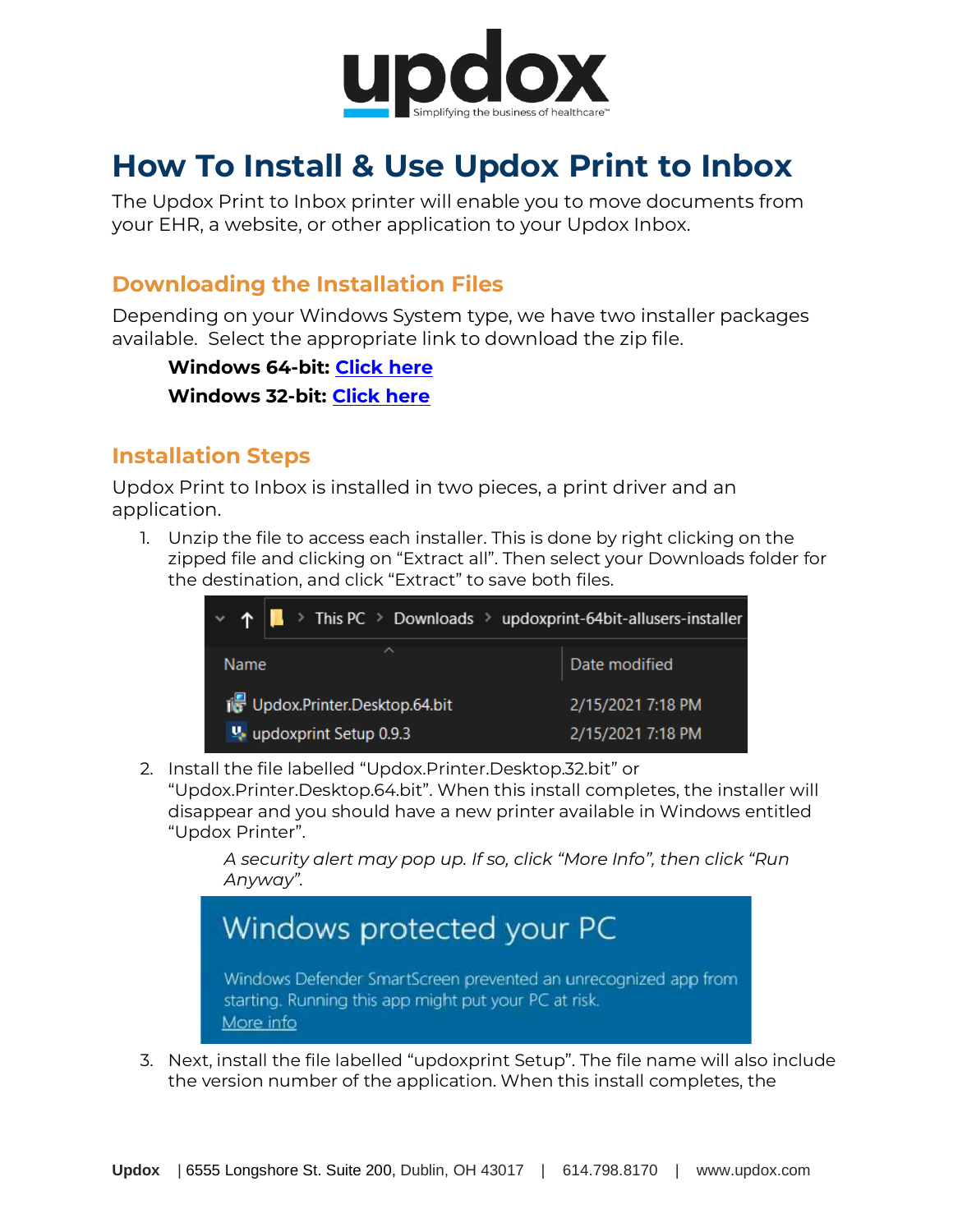# How To Install & Use Updox Print to Inbox

The Updox Print to Inbox printer will enable you to move documents from your EHR, a website, or other application to your Updox Inbox.

## Downloading the Installation Files

Depending on your Windows System type, we have two installer packages available. Select the appropriate link to download the zip file.

**Windows 64-bit:** Click here

**Windows 32-bit:** Click here

## Installation Steps

Updox Print to Inbox is installed in two pieces, a print driver and an application.

1. Unzip the file to access each installer. This is done by right clicking on the zipped file and clicking on "Extract all". Then select your Downloads folder for the destination, and click "Extract" to save both files.

2. Install the file labelled "Updox.Printer.Desktop.32.bit" or "Updox.Printer.Desktop.64.bit". When this install completes, the installer will disappear and you should have a new printer available in Windows entitled "Updox Printer".

   *A security alert may pop up. If so, click "More Info", then click "Run Anyway".*

3. Next, install the file labelled "updoxprint Setup". The file name will also include the version number of the application. When this install completes, the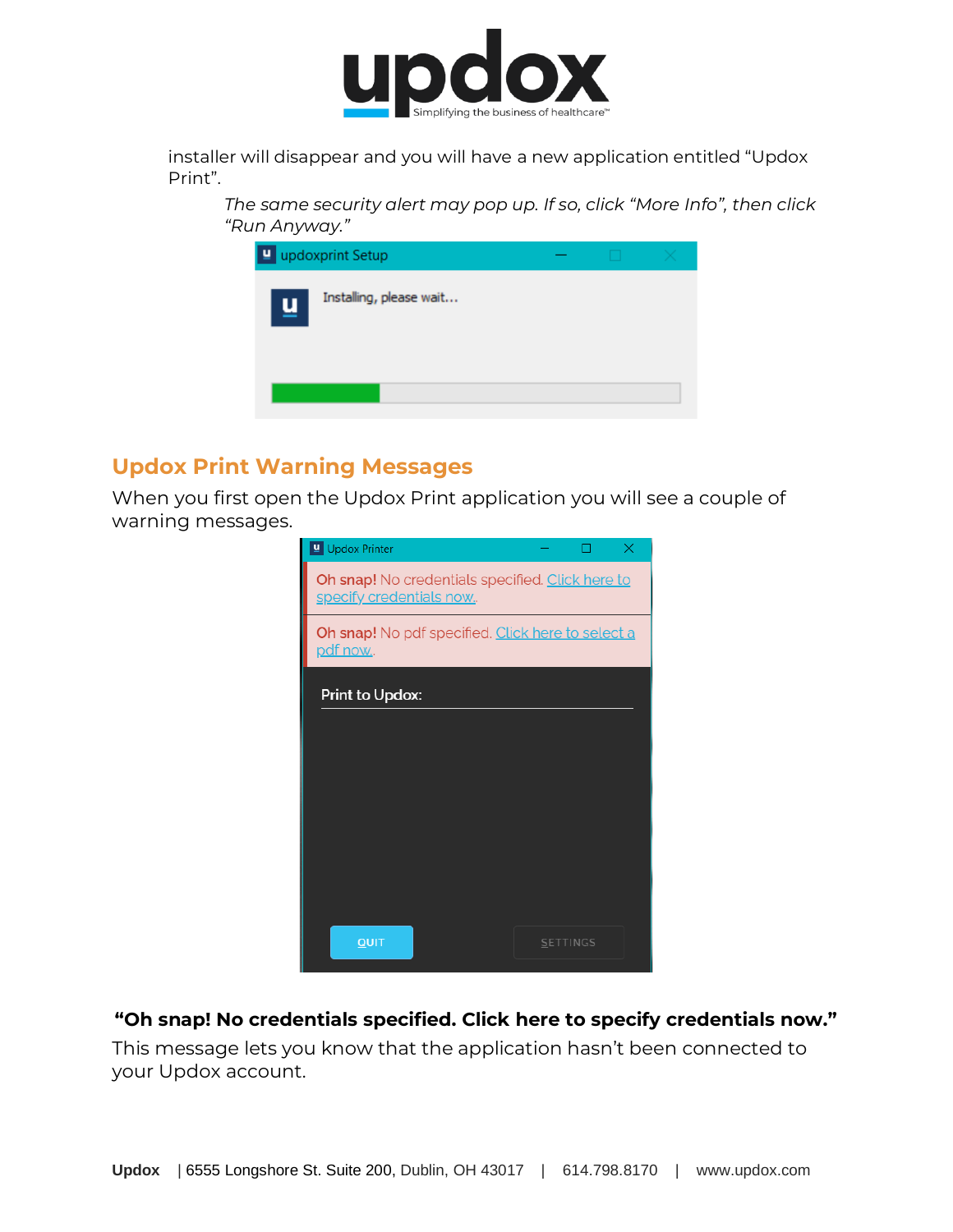installer will disappear and you will have a new application entitled "Updox Print".

*The same security alert may pop up. If so, click "More Info", then click "Run Anyway."*

## Updox Print Warning Messages

When you first open the Updox Print application you will see a couple of warning messages.

**"Oh snap! No credentials specified. Click here to specify credentials now."**

This message lets you know that the application hasn't been connected to your Updox account.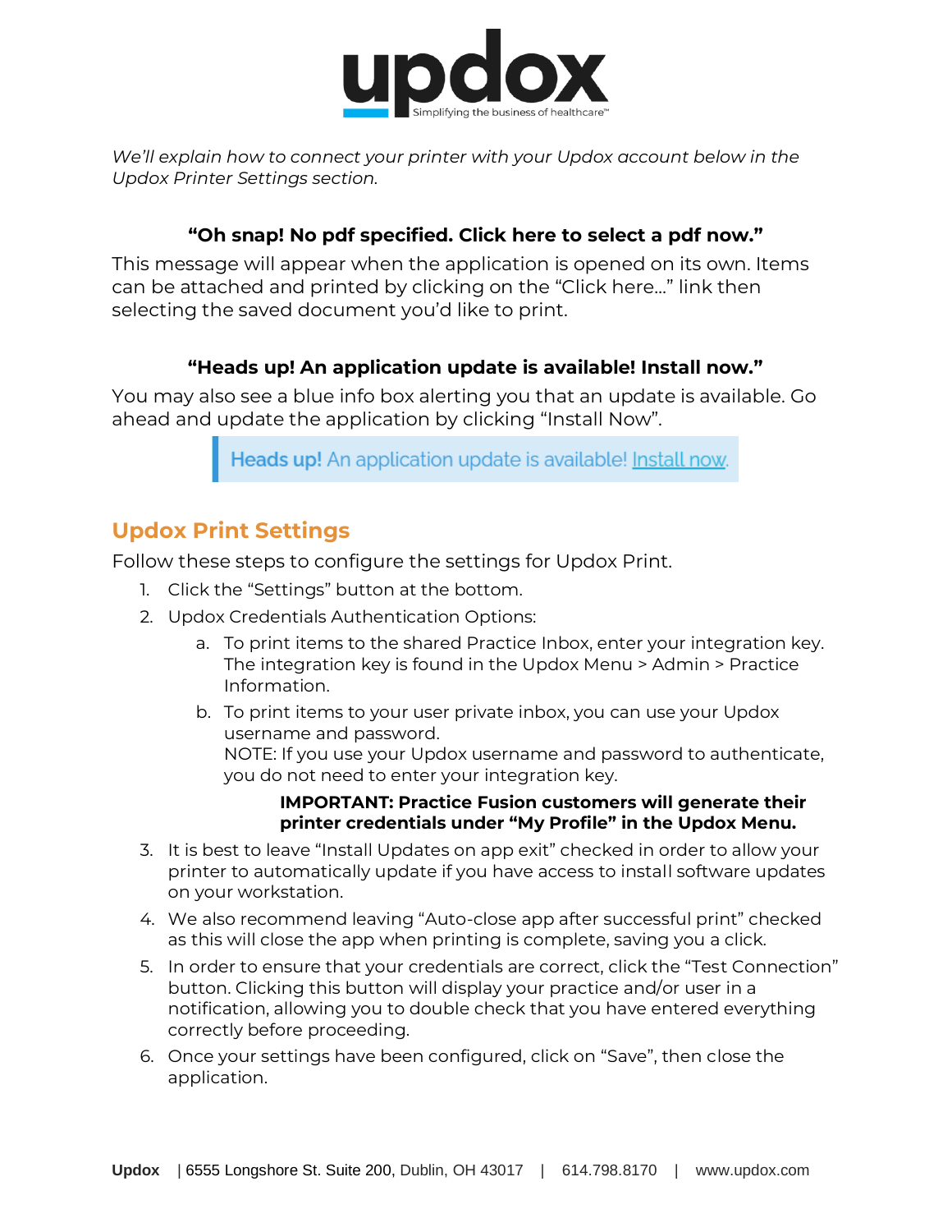*We'll explain how to connect your printer with your Updox account below in the Updox Printer Settings section.*

**"Oh snap! No pdf specified. Click here to select a pdf now."**

This message will appear when the application is opened on its own. Items can be attached and printed by clicking on the "Click here…" link then selecting the saved document you'd like to print.

**"Heads up! An application update is available! Install now."**

You may also see a blue info box alerting you that an update is available. Go ahead and update the application by clicking "Install Now".

> **Heads up!** An application update is available! Install now.

## Updox Print Settings

Follow these steps to configure the settings for Updox Print.

1. Click the "Settings" button at the bottom.
2. Updox Credentials Authentication Options:
   a. To print items to the shared Practice Inbox, enter your integration key. The integration key is found in the Updox Menu > Admin > Practice Information.
   b. To print items to your user private inbox, you can use your Updox username and password.
   NOTE: If you use your Updox username and password to authenticate, you do not need to enter your integration key.

   **IMPORTANT: Practice Fusion customers will generate their printer credentials under "My Profile" in the Updox Menu.**
3. It is best to leave "Install Updates on app exit" checked in order to allow your printer to automatically update if you have access to install software updates on your workstation.
4. We also recommend leaving "Auto-close app after successful print" checked as this will close the app when printing is complete, saving you a click.
5. In order to ensure that your credentials are correct, click the "Test Connection" button. Clicking this button will display your practice and/or user in a notification, allowing you to double check that you have entered everything correctly before proceeding.
6. Once your settings have been configured, click on "Save", then close the application.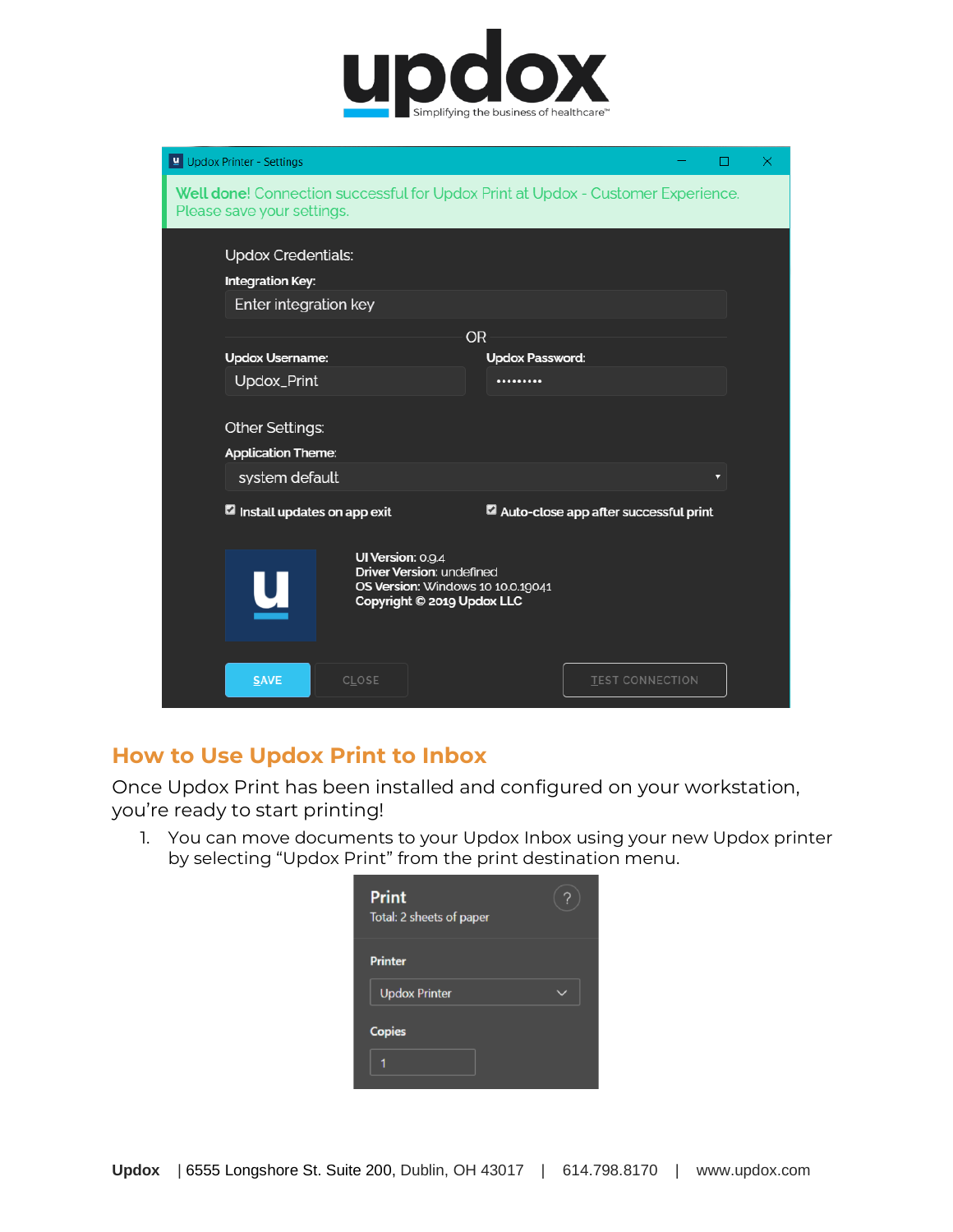## How to Use Updox Print to Inbox

Once Updox Print has been installed and configured on your workstation, you're ready to start printing!

1. You can move documents to your Updox Inbox using your new Updox printer by selecting "Updox Print" from the print destination menu.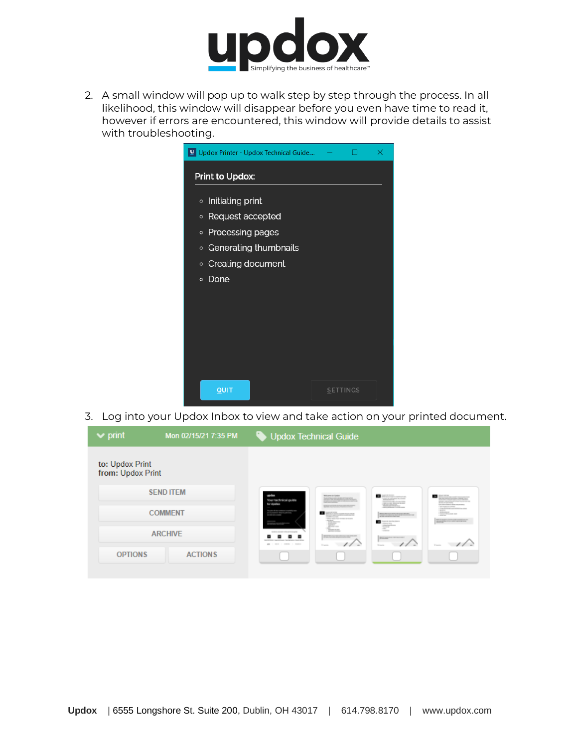2. A small window will pop up to walk step by step through the process. In all likelihood, this window will disappear before you even have time to read it, however if errors are encountered, this window will provide details to assist with troubleshooting.

3. Log into your Updox Inbox to view and take action on your printed document.